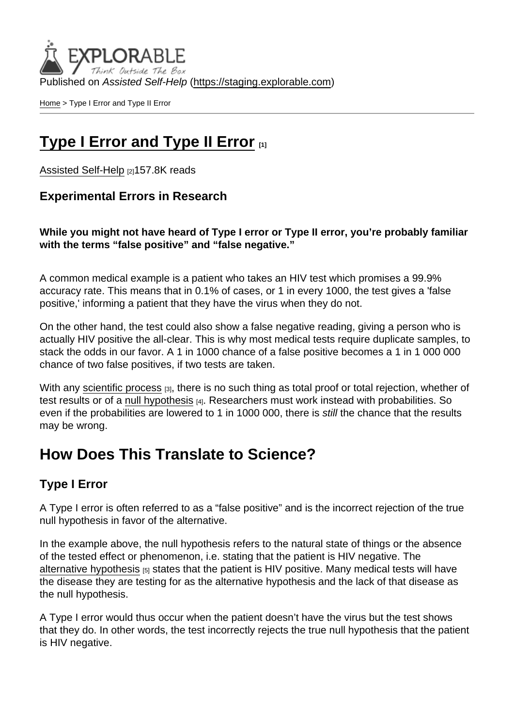Published on *Assisted Self-Help* (https://staging.explorable.com)

Home > Type I Error and Type II Error

# Type I Error and Type II Error [1]

Assisted Self-Help [2]157.8K reads

### Experimental Errors in Research

**While you might not have heard of Type I error or Type II error, you're probably familiar with the terms "false positive" and "false negative."**

A common medical example is a patient who takes an HIV test which promises a 99.9% accuracy rate. This means that in 0.1% of cases, or 1 in every 1000, the test gives a 'false positive,' informing a patient that they have the virus when they do not.

On the other hand, the test could also show a false negative reading, giving a person who is actually HIV positive the all-clear. This is why most medical tests require duplicate samples, to stack the odds in our favor. A 1 in 1000 chance of a false positive becomes a 1 in 1 000 000 chance of two false positives, if two tests are taken.

With any scientific process [3], there is no such thing as total proof or total rejection, whether of test results or of a null hypothesis [4]. Researchers must work instead with probabilities. So even if the probabilities are lowered to 1 in 1000 000, there is *still* the chance that the results may be wrong.

## How Does This Translate to Science?

### Type I Error

A Type I error is often referred to as a "false positive" and is the incorrect rejection of the true null hypothesis in favor of the alternative.

In the example above, the null hypothesis refers to the natural state of things or the absence of the tested effect or phenomenon, i.e. stating that the patient is HIV negative. The alternative hypothesis [5] states that the patient is HIV positive. Many medical tests will have the disease they are testing for as the alternative hypothesis and the lack of that disease as the null hypothesis.

A Type I error would thus occur when the patient doesn't have the virus but the test shows that they do. In other words, the test incorrectly rejects the true null hypothesis that the patient is HIV negative.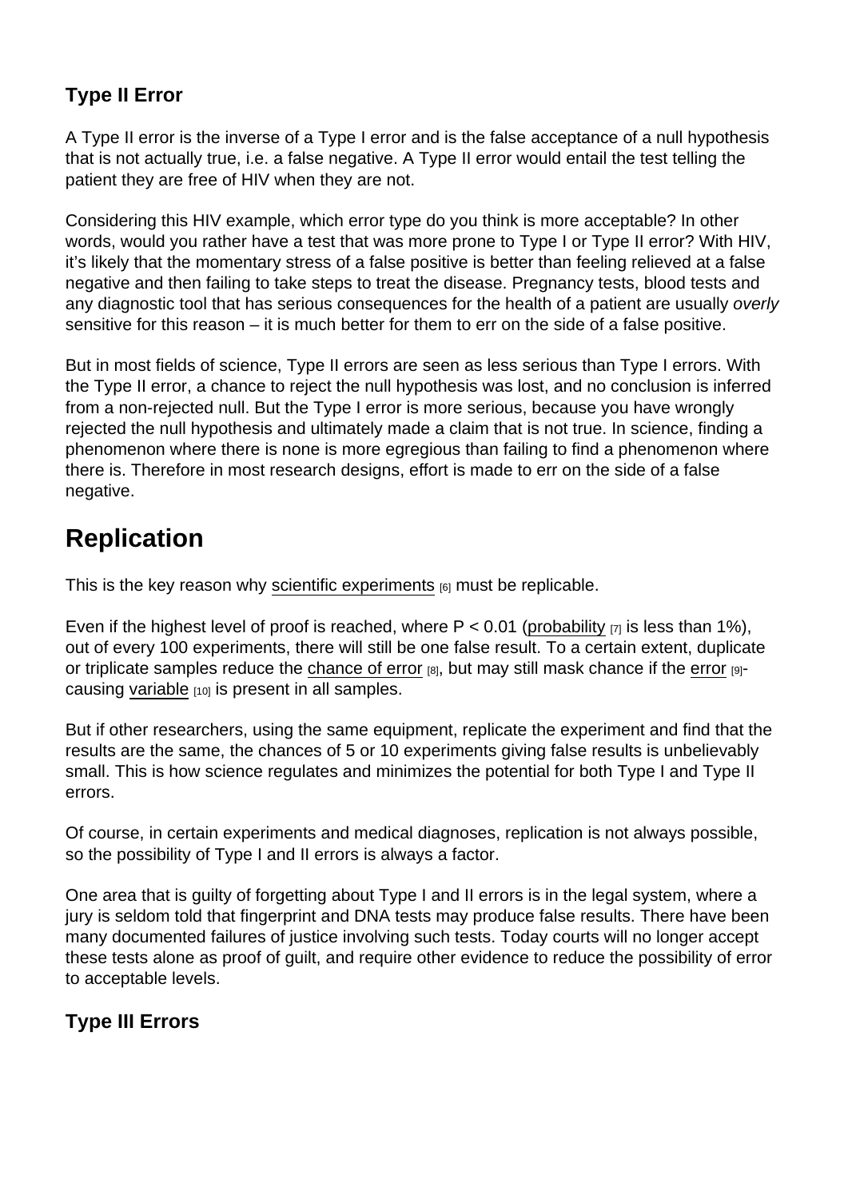### Type II Error

A Type II error is the inverse of a Type I error and is the false acceptance of a null hypothesis that is not actually true, i.e. a false negative. A Type II error would entail the test telling the patient they are free of HIV when they are not.

Considering this HIV example, which error type do you think is more acceptable? In other words, would you rather have a test that was more prone to Type I or Type II error? With HIV, it's likely that the momentary stress of a false positive is better than feeling relieved at a false negative and then failing to take steps to treat the disease. Pregnancy tests, blood tests and any diagnostic tool that has serious consequences for the health of a patient are usually *overly* sensitive for this reason – it is much better for them to err on the side of a false positive.

But in most fields of science, Type II errors are seen as less serious than Type I errors. With the Type II error, a chance to reject the null hypothesis was lost, and no conclusion is inferred from a non-rejected null. But the Type I error is more serious, because you have wrongly rejected the null hypothesis and ultimately made a claim that is not true. In science, finding a phenomenon where there is none is more egregious than failing to find a phenomenon where there is. Therefore in most research designs, effort is made to err on the side of a false negative.

## Replication

This is the key reason why scientific experiments [6] must be replicable.

Even if the highest level of proof is reached, where $P < 0.01$ (probability [7] is less than 1%), out of every 100 experiments, there will still be one false result. To a certain extent, duplicate or triplicate samples reduce the chance of error [8], but may still mask chance if the error [9]-causing variable [10] is present in all samples.

But if other researchers, using the same equipment, replicate the experiment and find that the results are the same, the chances of 5 or 10 experiments giving false results is unbelievably small. This is how science regulates and minimizes the potential for both Type I and Type II errors.

Of course, in certain experiments and medical diagnoses, replication is not always possible, so the possibility of Type I and II errors is always a factor.

One area that is guilty of forgetting about Type I and II errors is in the legal system, where a jury is seldom told that fingerprint and DNA tests may produce false results. There have been many documented failures of justice involving such tests. Today courts will no longer accept these tests alone as proof of guilt, and require other evidence to reduce the possibility of error to acceptable levels.

### Type III Errors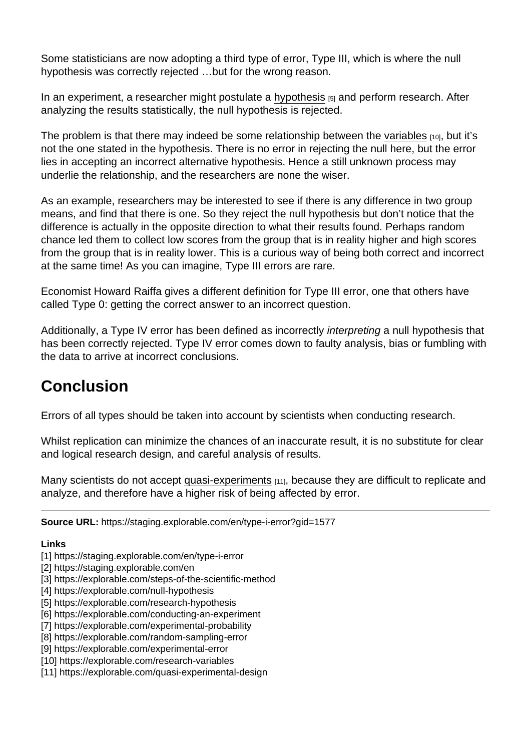Some statisticians are now adopting a third type of error, Type III, which is where the null hypothesis was correctly rejected …but for the wrong reason.

In an experiment, a researcher might postulate a hypothesis [5] and perform research. After analyzing the results statistically, the null hypothesis is rejected.

The problem is that there may indeed be some relationship between the variables [10], but it's not the one stated in the hypothesis. There is no error in rejecting the null here, but the error lies in accepting an incorrect alternative hypothesis. Hence a still unknown process may underlie the relationship, and the researchers are none the wiser.

As an example, researchers may be interested to see if there is any difference in two group means, and find that there is one. So they reject the null hypothesis but don't notice that the difference is actually in the opposite direction to what their results found. Perhaps random chance led them to collect low scores from the group that is in reality higher and high scores from the group that is in reality lower. This is a curious way of being both correct and incorrect at the same time! As you can imagine, Type III errors are rare.

Economist Howard Raiffa gives a different definition for Type III error, one that others have called Type 0: getting the correct answer to an incorrect question.

Additionally, a Type IV error has been defined as incorrectly *interpreting* a null hypothesis that has been correctly rejected. Type IV error comes down to faulty analysis, bias or fumbling with the data to arrive at incorrect conclusions.

## Conclusion

Errors of all types should be taken into account by scientists when conducting research.

Whilst replication can minimize the chances of an inaccurate result, it is no substitute for clear and logical research design, and careful analysis of results.

Many scientists do not accept quasi-experiments [11], because they are difficult to replicate and analyze, and therefore have a higher risk of being affected by error.

---

**Source URL:** https://staging.explorable.com/en/type-i-error?gid=1577

**Links**
[1] https://staging.explorable.com/en/type-i-error
[2] https://staging.explorable.com/en
[3] https://explorable.com/steps-of-the-scientific-method
[4] https://explorable.com/null-hypothesis
[5] https://explorable.com/research-hypothesis
[6] https://explorable.com/conducting-an-experiment
[7] https://explorable.com/experimental-probability
[8] https://explorable.com/random-sampling-error
[9] https://explorable.com/experimental-error
[10] https://explorable.com/research-variables
[11] https://explorable.com/quasi-experimental-design